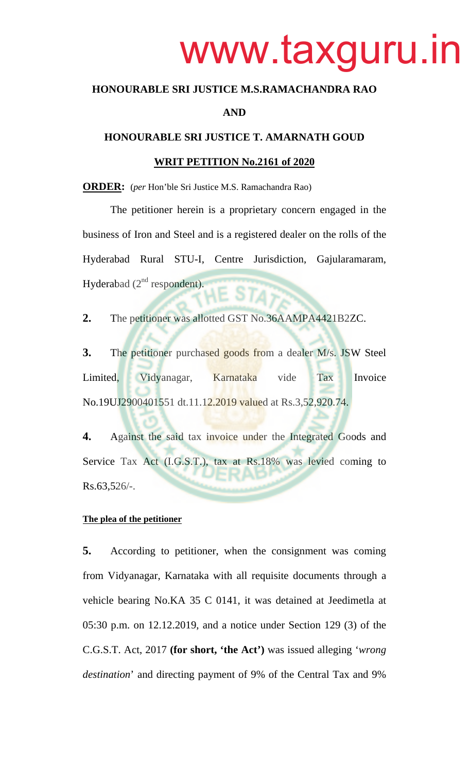**HONOURABLE SRI JUSTICE M.S.RAMACHANDRA RAO**

**AND**

**HONOURABLE SRI JUSTICE T. AMARNATH GOUD**

**WRIT PETITION No.2161 of 2020**

**ORDER:** (*per* Hon'ble Sri Justice M.S. Ramachandra Rao)

The petitioner herein is a proprietary concern engaged in the business of Iron and Steel and is a registered dealer on the rolls of the Hyderabad Rural STU-I, Centre Jurisdiction, Gajularamaram, Hyderabad (2nd respondent).

**2.** The petitioner was allotted GST No.36AAMPA4421B2ZC.

**3.** The petitioner purchased goods from a dealer M/s. JSW Steel Limited, Vidyanagar, Karnataka vide Tax Invoice No.19UJ2900401551 dt.11.12.2019 valued at Rs.3,52,920.74.

**4.** Against the said tax invoice under the Integrated Goods and Service Tax Act (I.G.S.T.), tax at Rs.18% was levied coming to Rs.63,526/-.

**The plea of the petitioner**

**5.** According to petitioner, when the consignment was coming from Vidyanagar, Karnataka with all requisite documents through a vehicle bearing No.KA 35 C 0141, it was detained at Jeedimetla at 05:30 p.m. on 12.12.2019, and a notice under Section 129 (3) of the C.G.S.T. Act, 2017 **(for short, 'the Act')** was issued alleging '*wrong destination*' and directing payment of 9% of the Central Tax and 9%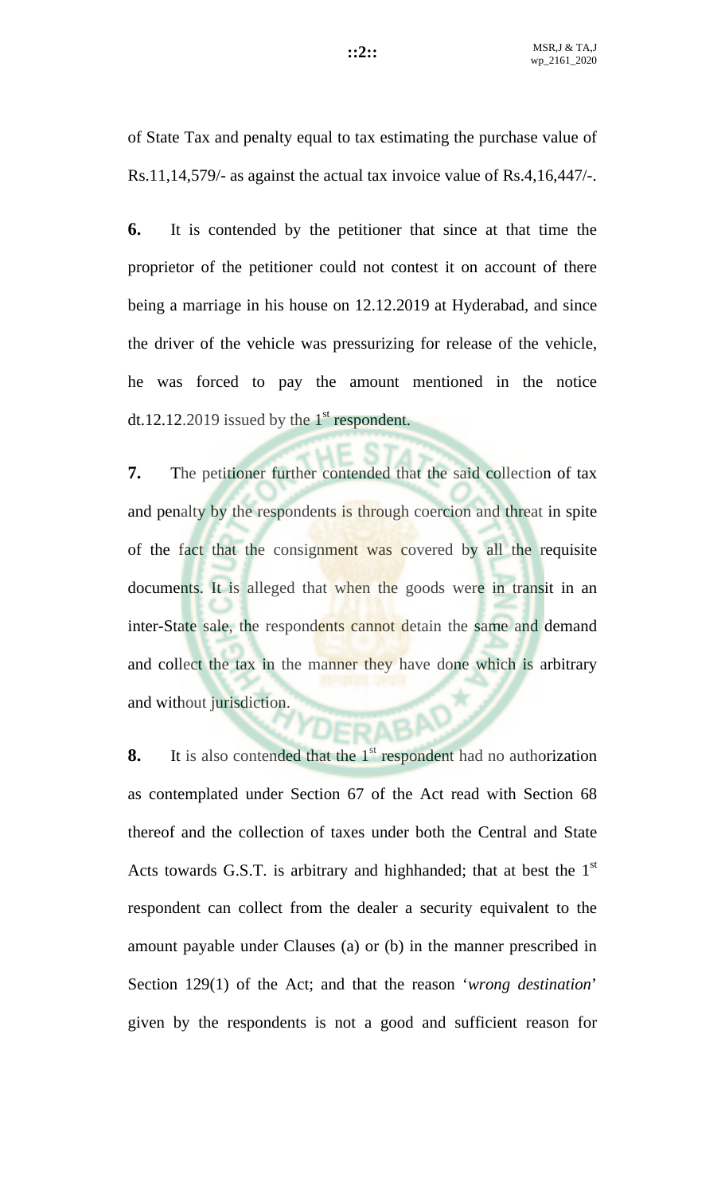of State Tax and penalty equal to tax estimating the purchase value of Rs.11,14,579/- as against the actual tax invoice value of Rs.4,16,447/-.

**6.** It is contended by the petitioner that since at that time the proprietor of the petitioner could not contest it on account of there being a marriage in his house on 12.12.2019 at Hyderabad, and since the driver of the vehicle was pressurizing for release of the vehicle, he was forced to pay the amount mentioned in the notice dt.12.12.2019 issued by the 1st respondent.

**7.** The petitioner further contended that the said collection of tax and penalty by the respondents is through coercion and threat in spite of the fact that the consignment was covered by all the requisite documents. It is alleged that when the goods were in transit in an inter-State sale, the respondents cannot detain the same and demand and collect the tax in the manner they have done which is arbitrary and without jurisdiction.

**8.** It is also contended that the 1st respondent had no authorization as contemplated under Section 67 of the Act read with Section 68 thereof and the collection of taxes under both the Central and State Acts towards G.S.T. is arbitrary and highhanded; that at best the 1st respondent can collect from the dealer a security equivalent to the amount payable under Clauses (a) or (b) in the manner prescribed in Section 129(1) of the Act; and that the reason '*wrong destination*' given by the respondents is not a good and sufficient reason for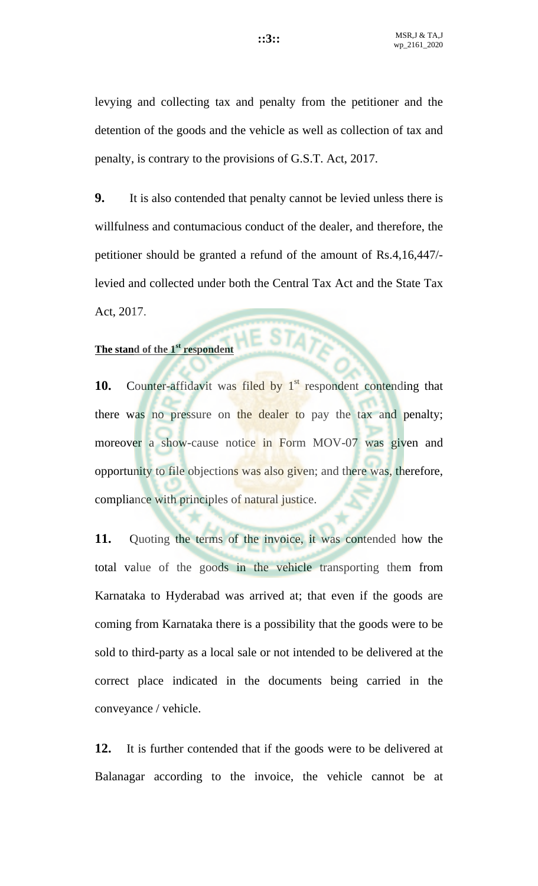levying and collecting tax and penalty from the petitioner and the detention of the goods and the vehicle as well as collection of tax and penalty, is contrary to the provisions of G.S.T. Act, 2017.

**9.** It is also contended that penalty cannot be levied unless there is willfulness and contumacious conduct of the dealer, and therefore, the petitioner should be granted a refund of the amount of Rs.4,16,447/- levied and collected under both the Central Tax Act and the State Tax Act, 2017.

**The stand of the 1st respondent**

**10.** Counter-affidavit was filed by 1st respondent contending that there was no pressure on the dealer to pay the tax and penalty; moreover a show-cause notice in Form MOV-07 was given and opportunity to file objections was also given; and there was, therefore, compliance with principles of natural justice.

**11.** Quoting the terms of the invoice, it was contended how the total value of the goods in the vehicle transporting them from Karnataka to Hyderabad was arrived at; that even if the goods are coming from Karnataka there is a possibility that the goods were to be sold to third-party as a local sale or not intended to be delivered at the correct place indicated in the documents being carried in the conveyance / vehicle.

**12.** It is further contended that if the goods were to be delivered at Balanagar according to the invoice, the vehicle cannot be at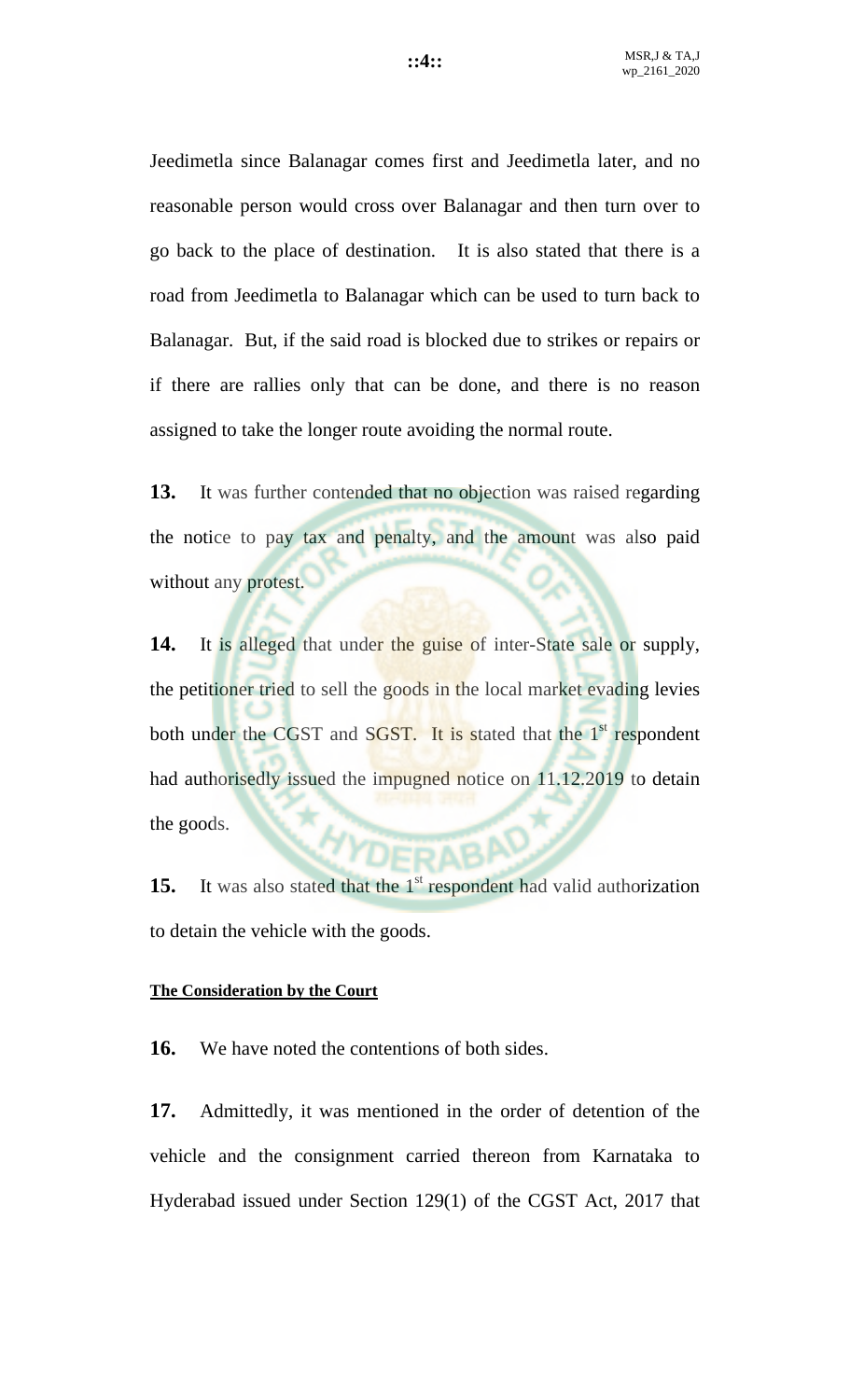Jeedimetla since Balanagar comes first and Jeedimetla later, and no reasonable person would cross over Balanagar and then turn over to go back to the place of destination. It is also stated that there is a road from Jeedimetla to Balanagar which can be used to turn back to Balanagar. But, if the said road is blocked due to strikes or repairs or if there are rallies only that can be done, and there is no reason assigned to take the longer route avoiding the normal route.

**13.** It was further contended that no objection was raised regarding the notice to pay tax and penalty, and the amount was also paid without any protest.

**14.** It is alleged that under the guise of inter-State sale or supply, the petitioner tried to sell the goods in the local market evading levies both under the CGST and SGST. It is stated that the 1st respondent had authorisedly issued the impugned notice on 11.12.2019 to detain the goods.

**15.** It was also stated that the 1st respondent had valid authorization to detain the vehicle with the goods.

**The Consideration by the Court**

**16.** We have noted the contentions of both sides.

**17.** Admittedly, it was mentioned in the order of detention of the vehicle and the consignment carried thereon from Karnataka to Hyderabad issued under Section 129(1) of the CGST Act, 2017 that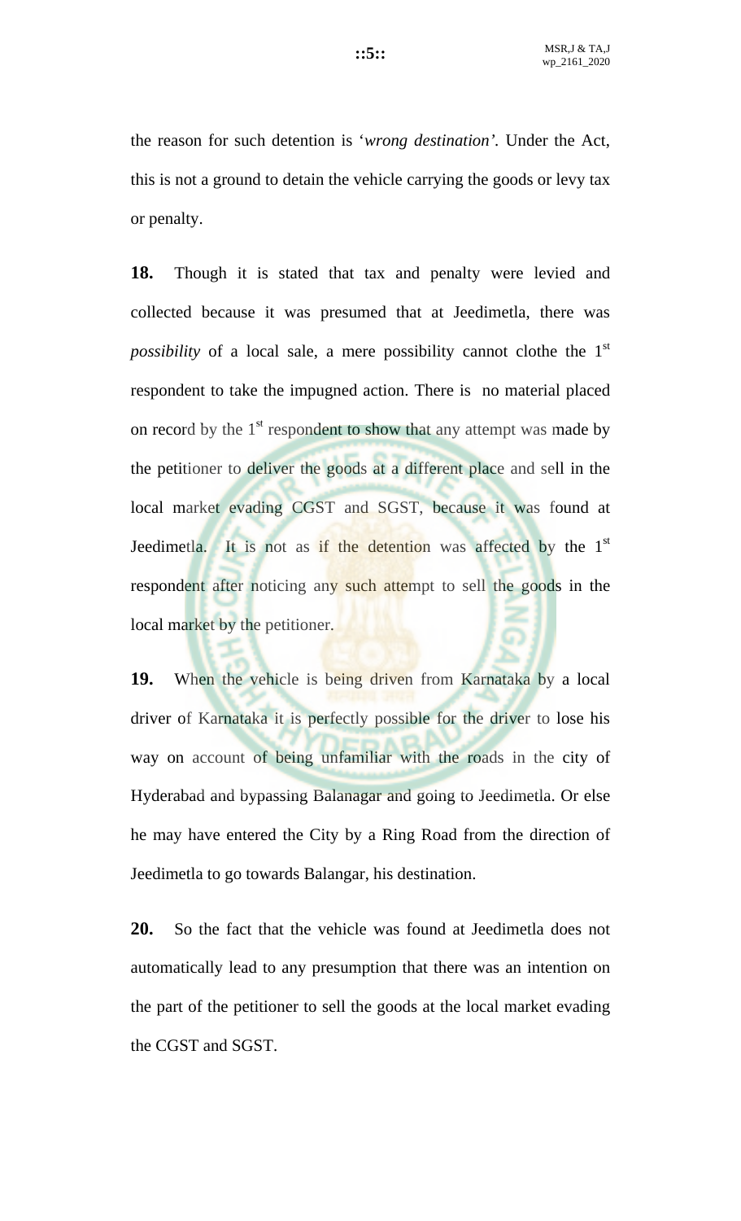the reason for such detention is '*wrong destination'*. Under the Act, this is not a ground to detain the vehicle carrying the goods or levy tax or penalty.

**18.** Though it is stated that tax and penalty were levied and collected because it was presumed that at Jeedimetla, there was *possibility* of a local sale, a mere possibility cannot clothe the 1st respondent to take the impugned action. There is no material placed on record by the 1st respondent to show that any attempt was made by the petitioner to deliver the goods at a different place and sell in the local market evading CGST and SGST, because it was found at Jeedimetla. It is not as if the detention was affected by the 1st respondent after noticing any such attempt to sell the goods in the local market by the petitioner.

**19.** When the vehicle is being driven from Karnataka by a local driver of Karnataka it is perfectly possible for the driver to lose his way on account of being unfamiliar with the roads in the city of Hyderabad and bypassing Balanagar and going to Jeedimetla. Or else he may have entered the City by a Ring Road from the direction of Jeedimetla to go towards Balangar, his destination.

**20.** So the fact that the vehicle was found at Jeedimetla does not automatically lead to any presumption that there was an intention on the part of the petitioner to sell the goods at the local market evading the CGST and SGST.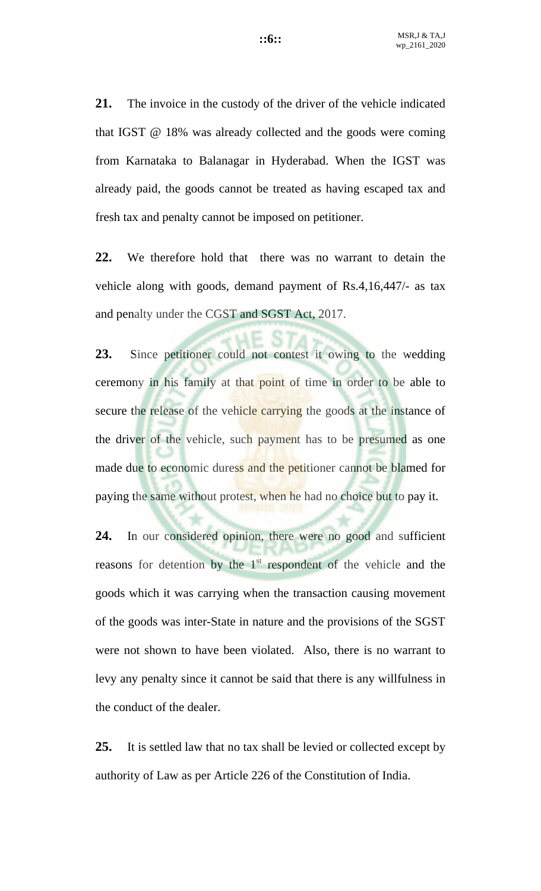**21.** The invoice in the custody of the driver of the vehicle indicated that IGST @ 18% was already collected and the goods were coming from Karnataka to Balanagar in Hyderabad. When the IGST was already paid, the goods cannot be treated as having escaped tax and fresh tax and penalty cannot be imposed on petitioner.

**22.** We therefore hold that there was no warrant to detain the vehicle along with goods, demand payment of Rs.4,16,447/- as tax and penalty under the CGST and SGST Act, 2017.

**23.** Since petitioner could not contest it owing to the wedding ceremony in his family at that point of time in order to be able to secure the release of the vehicle carrying the goods at the instance of the driver of the vehicle, such payment has to be presumed as one made due to economic duress and the petitioner cannot be blamed for paying the same without protest, when he had no choice but to pay it.

**24.** In our considered opinion, there were no good and sufficient reasons for detention by the 1st respondent of the vehicle and the goods which it was carrying when the transaction causing movement of the goods was inter-State in nature and the provisions of the SGST were not shown to have been violated. Also, there is no warrant to levy any penalty since it cannot be said that there is any willfulness in the conduct of the dealer.

**25.** It is settled law that no tax shall be levied or collected except by authority of Law as per Article 226 of the Constitution of India.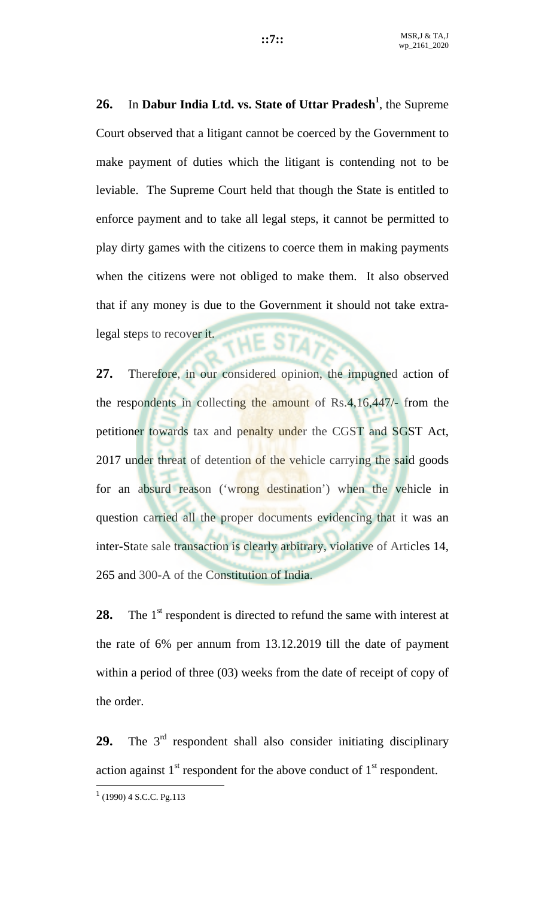**26.** In **Dabur India Ltd. vs. State of Uttar Pradesh**[1], the Supreme Court observed that a litigant cannot be coerced by the Government to make payment of duties which the litigant is contending not to be leviable. The Supreme Court held that though the State is entitled to enforce payment and to take all legal steps, it cannot be permitted to play dirty games with the citizens to coerce them in making payments when the citizens were not obliged to make them. It also observed that if any money is due to the Government it should not take extra-legal steps to recover it.

**27.** Therefore, in our considered opinion, the impugned action of the respondents in collecting the amount of Rs.4,16,447/- from the petitioner towards tax and penalty under the CGST and SGST Act, 2017 under threat of detention of the vehicle carrying the said goods for an absurd reason ('wrong destination') when the vehicle in question carried all the proper documents evidencing that it was an inter-State sale transaction is clearly arbitrary, violative of Articles 14, 265 and 300-A of the Constitution of India.

**28.** The 1st respondent is directed to refund the same with interest at the rate of 6% per annum from 13.12.2019 till the date of payment within a period of three (03) weeks from the date of receipt of copy of the order.

**29.** The 3rd respondent shall also consider initiating disciplinary action against 1st respondent for the above conduct of 1st respondent.

---

[1] (1990) 4 S.C.C. Pg.113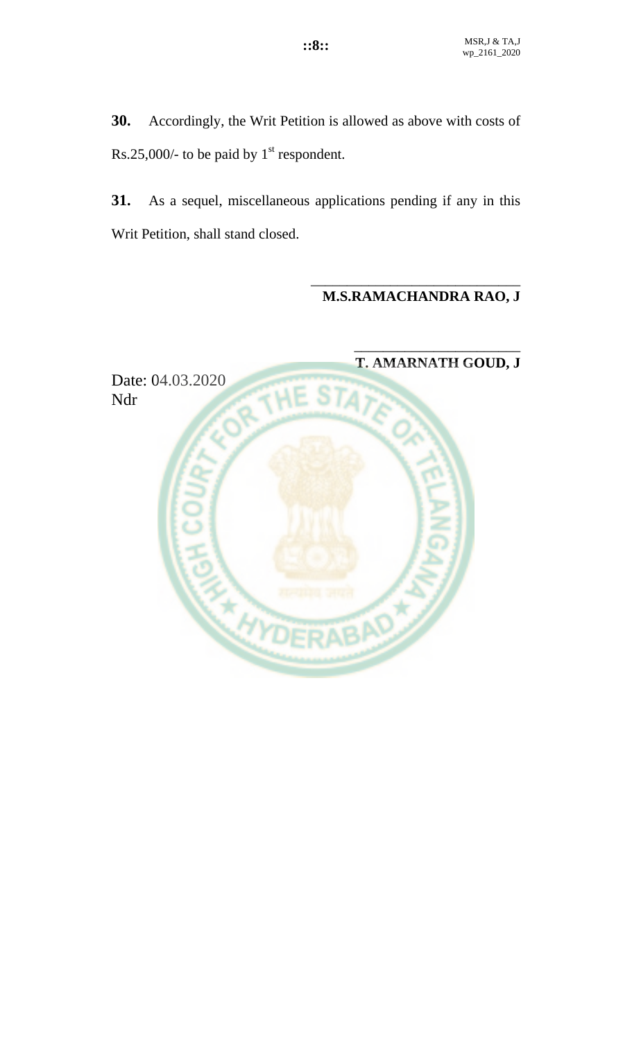**30.** Accordingly, the Writ Petition is allowed as above with costs of Rs.25,000/- to be paid by 1st respondent.

**31.** As a sequel, miscellaneous applications pending if any in this Writ Petition, shall stand closed.

\_\_\_\_\_\_\_\_\_\_\_\_\_\_\_\_\_\_\_\_\_\_\_\_\_\_

**M.S.RAMACHANDRA RAO, J**

\_\_\_\_\_\_\_\_\_\_\_\_\_\_\_\_\_\_\_\_\_\_

**T. AMARNATH GOUD, J**

Date: 04.03.2020

Ndr